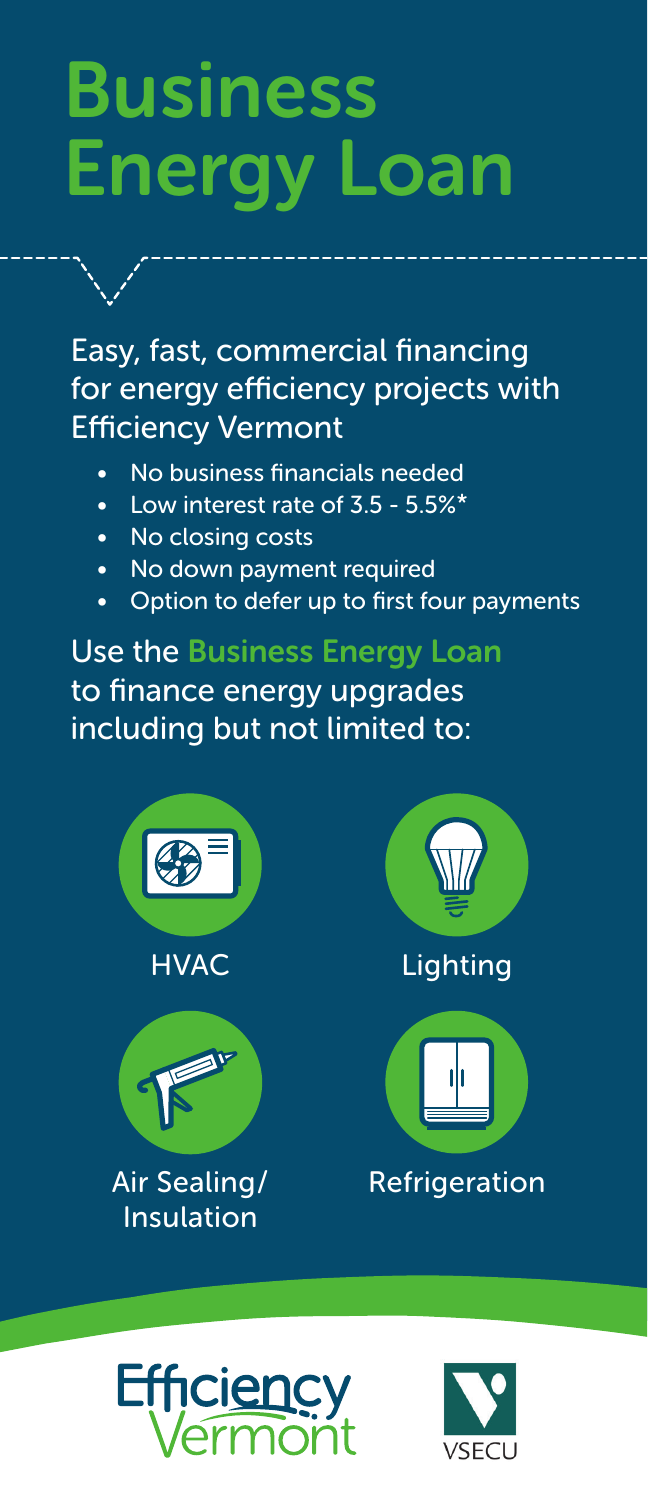# Business Energy Loan

Easy, fast, commercial financing for energy efficiency projects with Efficiency Vermont

- No business financials needed
- Low interest rate of 3.5 - 5.5%*
- No closing costs
- No down payment required
- Option to defer up to first four payments

Use the **Business Energy Loan** to finance energy upgrades including but not limited to:

- HVAC
- Lighting
- Air Sealing/ Insulation
- Refrigeration

Efficiency Vermont

VSECU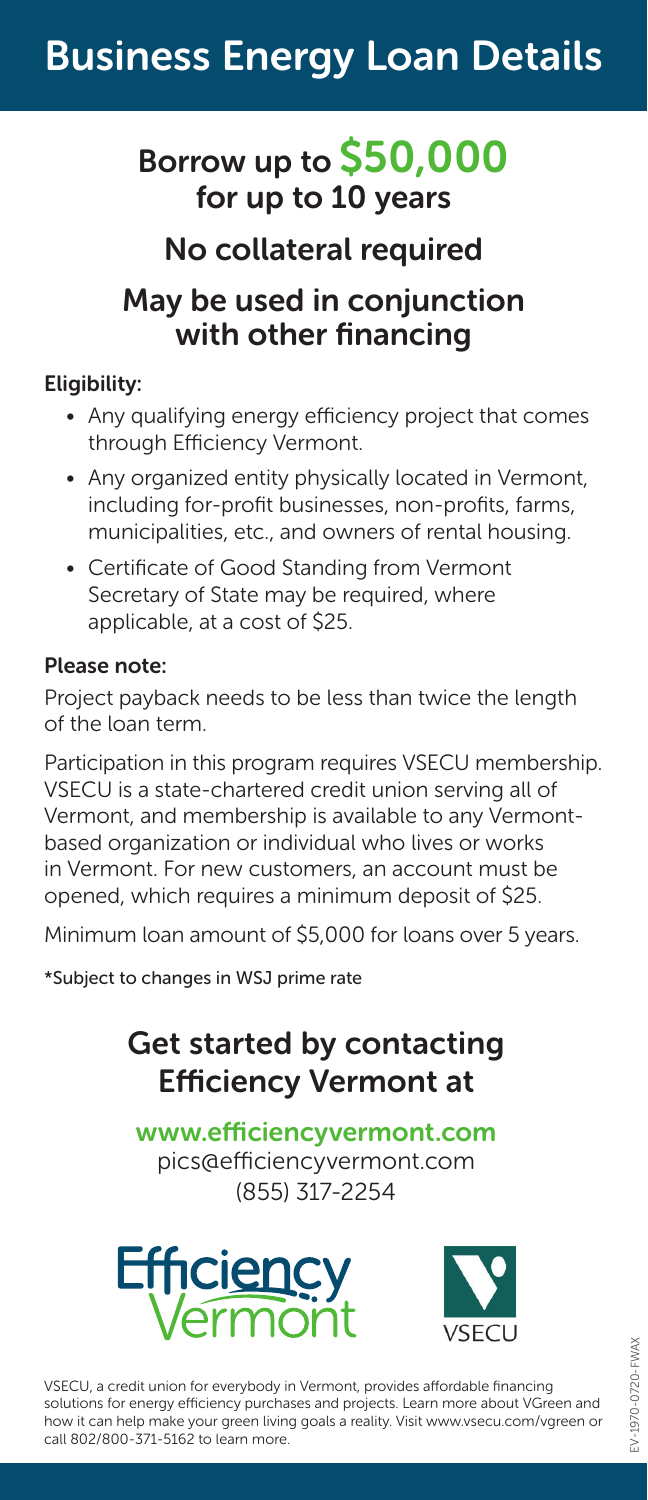# Business Energy Loan Details

## Borrow up to $50,000 for up to 10 years

## No collateral required

## May be used in conjunction with other financing

**Eligibility:**

- Any qualifying energy efficiency project that comes through Efficiency Vermont.
- Any organized entity physically located in Vermont, including for-profit businesses, non-profits, farms, municipalities, etc., and owners of rental housing.
- Certificate of Good Standing from Vermont Secretary of State may be required, where applicable, at a cost of $25.

**Please note:**

Project payback needs to be less than twice the length of the loan term.

Participation in this program requires VSECU membership. VSECU is a state-chartered credit union serving all of Vermont, and membership is available to any Vermont-based organization or individual who lives or works in Vermont. For new customers, an account must be opened, which requires a minimum deposit of $25.

Minimum loan amount of $5,000 for loans over 5 years.

*Subject to changes in WSJ prime rate

## Get started by contacting Efficiency Vermont at

www.efficiencyvermont.com
pics@efficiencyvermont.com
(855) 317-2254

Efficiency Vermont

VSECU

VSECU, a credit union for everybody in Vermont, provides affordable financing solutions for energy efficiency purchases and projects. Learn more about VGreen and how it can help make your green living goals a reality. Visit www.vsecu.com/vgreen or call 802/800-371-5162 to learn more.

EV-1970-0720-FWAX